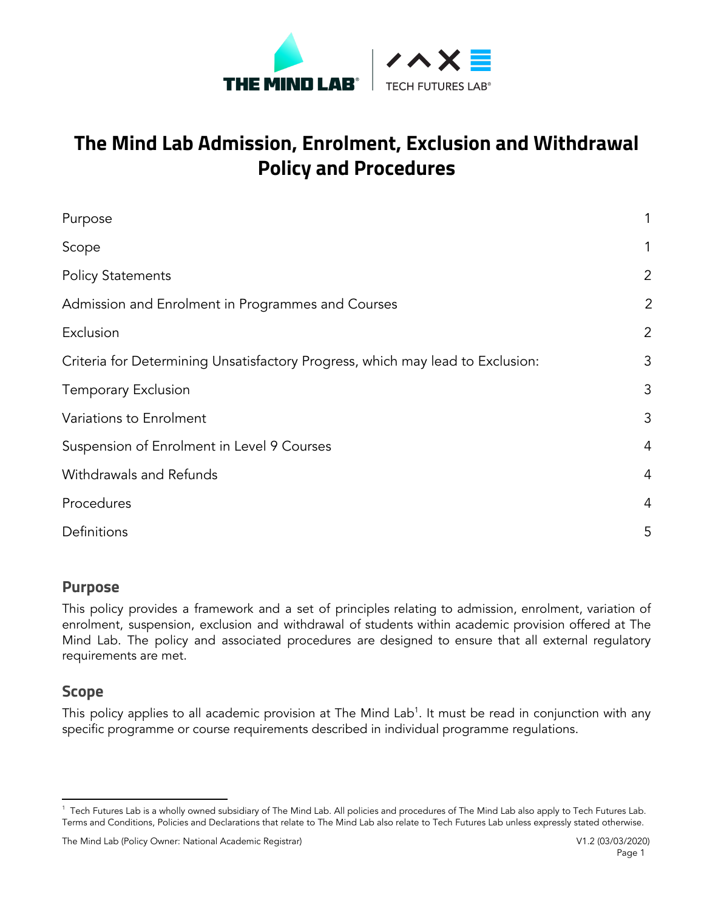# The Mind Lab Admission, Enrolment, Exclusion and Withdrawal Policy and Procedures

| | |
|---|---|
| Purpose | 1 |
| Scope | 1 |
| Policy Statements | 2 |
| Admission and Enrolment in Programmes and Courses | 2 |
| Exclusion | 2 |
| Criteria for Determining Unsatisfactory Progress, which may lead to Exclusion: | 3 |
| Temporary Exclusion | 3 |
| Variations to Enrolment | 3 |
| Suspension of Enrolment in Level 9 Courses | 4 |
| Withdrawals and Refunds | 4 |
| Procedures | 4 |
| Definitions | 5 |

## Purpose

This policy provides a framework and a set of principles relating to admission, enrolment, variation of enrolment, suspension, exclusion and withdrawal of students within academic provision offered at The Mind Lab. The policy and associated procedures are designed to ensure that all external regulatory requirements are met.

## Scope

This policy applies to all academic provision at The Mind Lab[1]. It must be read in conjunction with any specific programme or course requirements described in individual programme regulations.

---

[1] Tech Futures Lab is a wholly owned subsidiary of The Mind Lab. All policies and procedures of The Mind Lab also apply to Tech Futures Lab. Terms and Conditions, Policies and Declarations that relate to The Mind Lab also relate to Tech Futures Lab unless expressly stated otherwise.

The Mind Lab (Policy Owner: National Academic Registrar) V1.2 (03/03/2020)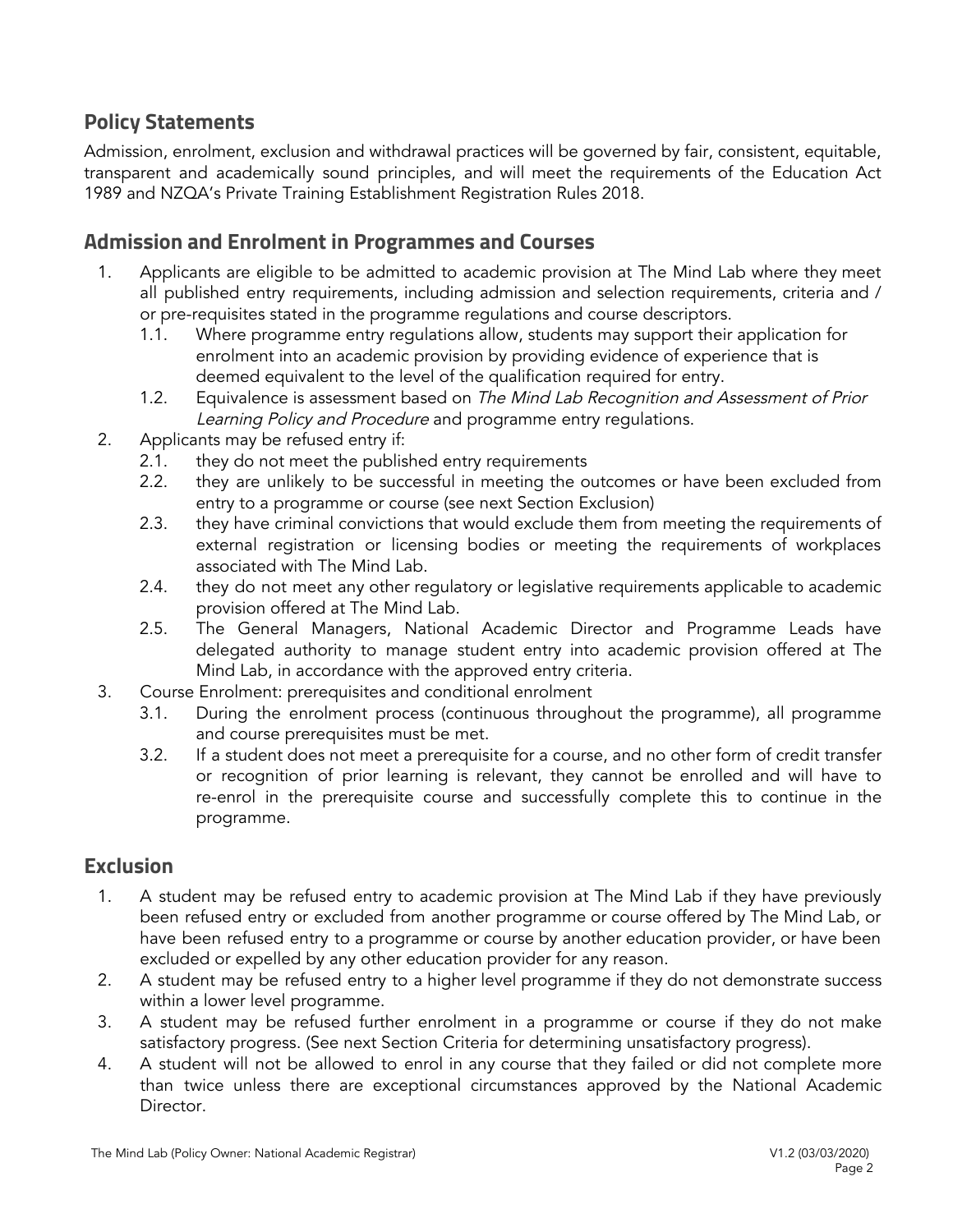## Policy Statements

Admission, enrolment, exclusion and withdrawal practices will be governed by fair, consistent, equitable, transparent and academically sound principles, and will meet the requirements of the Education Act 1989 and NZQA's Private Training Establishment Registration Rules 2018.

## Admission and Enrolment in Programmes and Courses

1. Applicants are eligible to be admitted to academic provision at The Mind Lab where they meet all published entry requirements, including admission and selection requirements, criteria and / or pre-requisites stated in the programme regulations and course descriptors.
   1.1. Where programme entry regulations allow, students may support their application for enrolment into an academic provision by providing evidence of experience that is deemed equivalent to the level of the qualification required for entry.
   1.2. Equivalence is assessment based on *The Mind Lab Recognition and Assessment of Prior Learning Policy and Procedure* and programme entry regulations.
2. Applicants may be refused entry if:
   2.1. they do not meet the published entry requirements
   2.2. they are unlikely to be successful in meeting the outcomes or have been excluded from entry to a programme or course (see next Section Exclusion)
   2.3. they have criminal convictions that would exclude them from meeting the requirements of external registration or licensing bodies or meeting the requirements of workplaces associated with The Mind Lab.
   2.4. they do not meet any other regulatory or legislative requirements applicable to academic provision offered at The Mind Lab.
   2.5. The General Managers, National Academic Director and Programme Leads have delegated authority to manage student entry into academic provision offered at The Mind Lab, in accordance with the approved entry criteria.
3. Course Enrolment: prerequisites and conditional enrolment
   3.1. During the enrolment process (continuous throughout the programme), all programme and course prerequisites must be met.
   3.2. If a student does not meet a prerequisite for a course, and no other form of credit transfer or recognition of prior learning is relevant, they cannot be enrolled and will have to re-enrol in the prerequisite course and successfully complete this to continue in the programme.

## Exclusion

1. A student may be refused entry to academic provision at The Mind Lab if they have previously been refused entry or excluded from another programme or course offered by The Mind Lab, or have been refused entry to a programme or course by another education provider, or have been excluded or expelled by any other education provider for any reason.
2. A student may be refused entry to a higher level programme if they do not demonstrate success within a lower level programme.
3. A student may be refused further enrolment in a programme or course if they do not make satisfactory progress. (See next Section Criteria for determining unsatisfactory progress).
4. A student will not be allowed to enrol in any course that they failed or did not complete more than twice unless there are exceptional circumstances approved by the National Academic Director.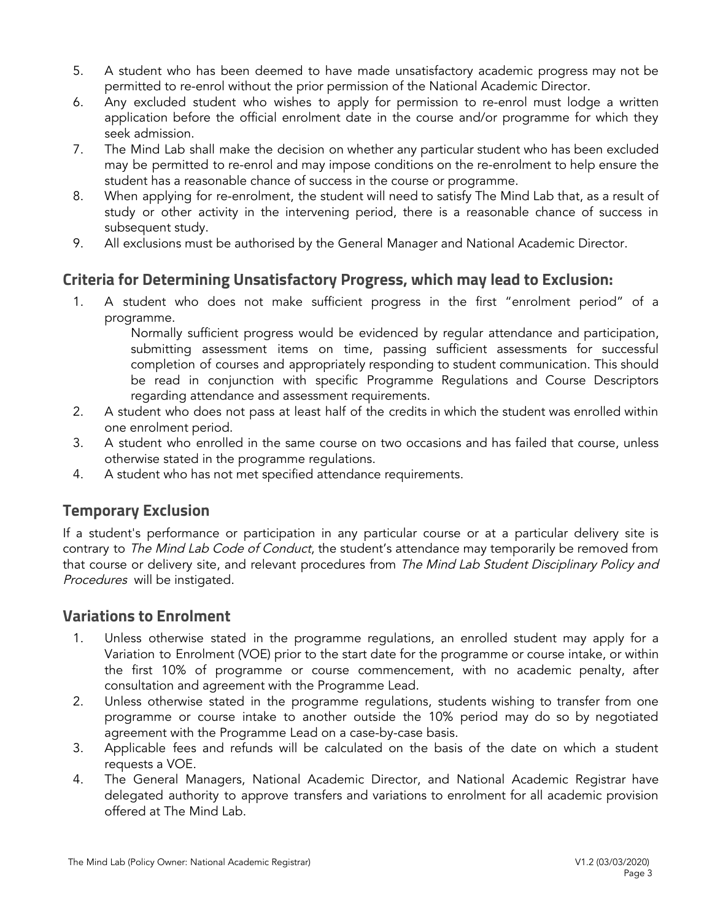5. A student who has been deemed to have made unsatisfactory academic progress may not be permitted to re-enrol without the prior permission of the National Academic Director.
6. Any excluded student who wishes to apply for permission to re-enrol must lodge a written application before the official enrolment date in the course and/or programme for which they seek admission.
7. The Mind Lab shall make the decision on whether any particular student who has been excluded may be permitted to re-enrol and may impose conditions on the re-enrolment to help ensure the student has a reasonable chance of success in the course or programme.
8. When applying for re-enrolment, the student will need to satisfy The Mind Lab that, as a result of study or other activity in the intervening period, there is a reasonable chance of success in subsequent study.
9. All exclusions must be authorised by the General Manager and National Academic Director.

## Criteria for Determining Unsatisfactory Progress, which may lead to Exclusion:

1. A student who does not make sufficient progress in the first "enrolment period" of a programme.

   Normally sufficient progress would be evidenced by regular attendance and participation, submitting assessment items on time, passing sufficient assessments for successful completion of courses and appropriately responding to student communication. This should be read in conjunction with specific Programme Regulations and Course Descriptors regarding attendance and assessment requirements.
2. A student who does not pass at least half of the credits in which the student was enrolled within one enrolment period.
3. A student who enrolled in the same course on two occasions and has failed that course, unless otherwise stated in the programme regulations.
4. A student who has not met specified attendance requirements.

## Temporary Exclusion

If a student's performance or participation in any particular course or at a particular delivery site is contrary to *The Mind Lab Code of Conduct*, the student's attendance may temporarily be removed from that course or delivery site, and relevant procedures from *The Mind Lab Student Disciplinary Policy and Procedures* will be instigated.

## Variations to Enrolment

1. Unless otherwise stated in the programme regulations, an enrolled student may apply for a Variation to Enrolment (VOE) prior to the start date for the programme or course intake, or within the first 10% of programme or course commencement, with no academic penalty, after consultation and agreement with the Programme Lead.
2. Unless otherwise stated in the programme regulations, students wishing to transfer from one programme or course intake to another outside the 10% period may do so by negotiated agreement with the Programme Lead on a case-by-case basis.
3. Applicable fees and refunds will be calculated on the basis of the date on which a student requests a VOE.
4. The General Managers, National Academic Director, and National Academic Registrar have delegated authority to approve transfers and variations to enrolment for all academic provision offered at The Mind Lab.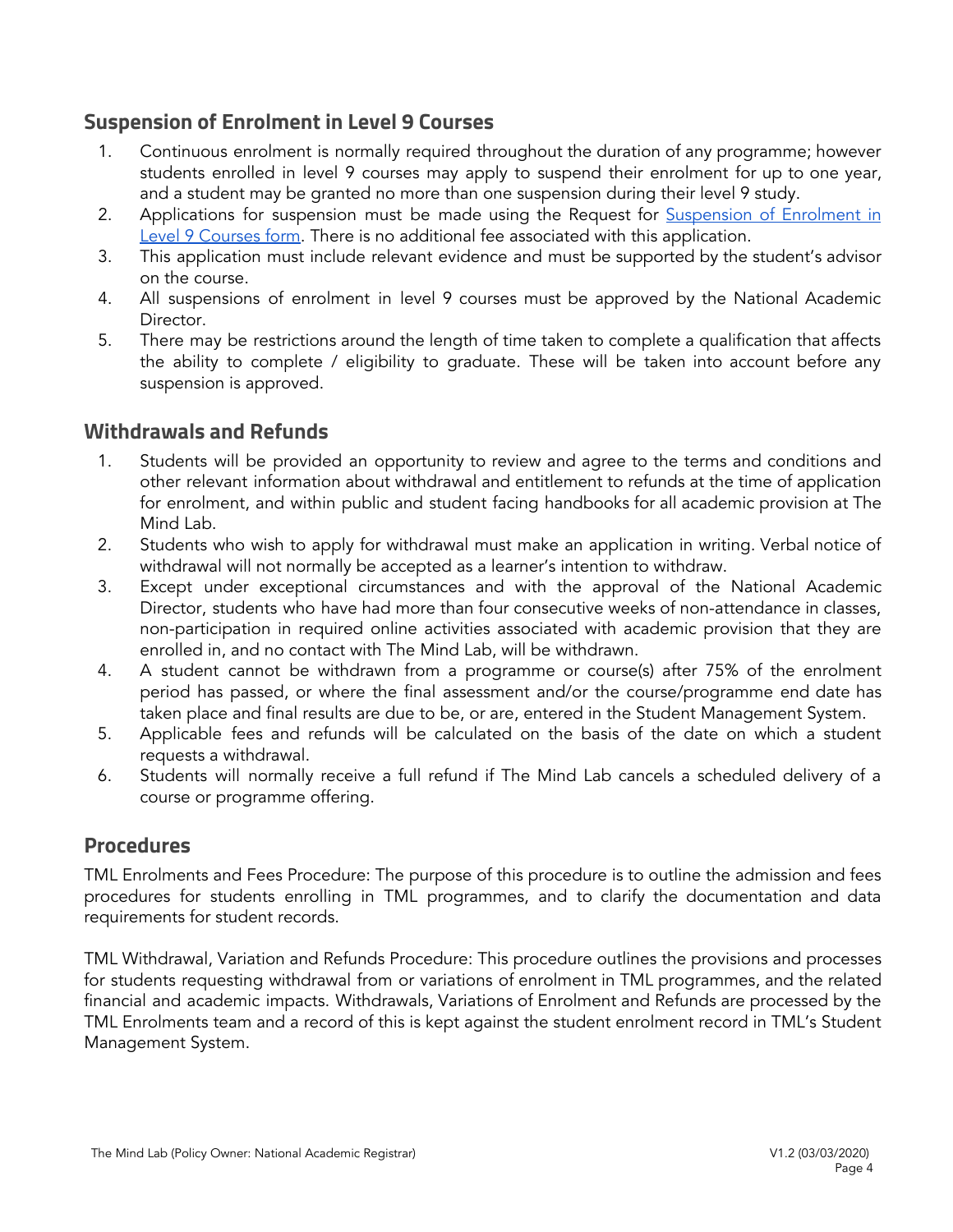## Suspension of Enrolment in Level 9 Courses

1. Continuous enrolment is normally required throughout the duration of any programme; however students enrolled in level 9 courses may apply to suspend their enrolment for up to one year, and a student may be granted no more than one suspension during their level 9 study.
2. Applications for suspension must be made using the Request for Suspension of Enrolment in Level 9 Courses form. There is no additional fee associated with this application.
3. This application must include relevant evidence and must be supported by the student's advisor on the course.
4. All suspensions of enrolment in level 9 courses must be approved by the National Academic Director.
5. There may be restrictions around the length of time taken to complete a qualification that affects the ability to complete / eligibility to graduate. These will be taken into account before any suspension is approved.

## Withdrawals and Refunds

1. Students will be provided an opportunity to review and agree to the terms and conditions and other relevant information about withdrawal and entitlement to refunds at the time of application for enrolment, and within public and student facing handbooks for all academic provision at The Mind Lab.
2. Students who wish to apply for withdrawal must make an application in writing. Verbal notice of withdrawal will not normally be accepted as a learner's intention to withdraw.
3. Except under exceptional circumstances and with the approval of the National Academic Director, students who have had more than four consecutive weeks of non-attendance in classes, non-participation in required online activities associated with academic provision that they are enrolled in, and no contact with The Mind Lab, will be withdrawn.
4. A student cannot be withdrawn from a programme or course(s) after 75% of the enrolment period has passed, or where the final assessment and/or the course/programme end date has taken place and final results are due to be, or are, entered in the Student Management System.
5. Applicable fees and refunds will be calculated on the basis of the date on which a student requests a withdrawal.
6. Students will normally receive a full refund if The Mind Lab cancels a scheduled delivery of a course or programme offering.

## Procedures

TML Enrolments and Fees Procedure: The purpose of this procedure is to outline the admission and fees procedures for students enrolling in TML programmes, and to clarify the documentation and data requirements for student records.

TML Withdrawal, Variation and Refunds Procedure: This procedure outlines the provisions and processes for students requesting withdrawal from or variations of enrolment in TML programmes, and the related financial and academic impacts. Withdrawals, Variations of Enrolment and Refunds are processed by the TML Enrolments team and a record of this is kept against the student enrolment record in TML's Student Management System.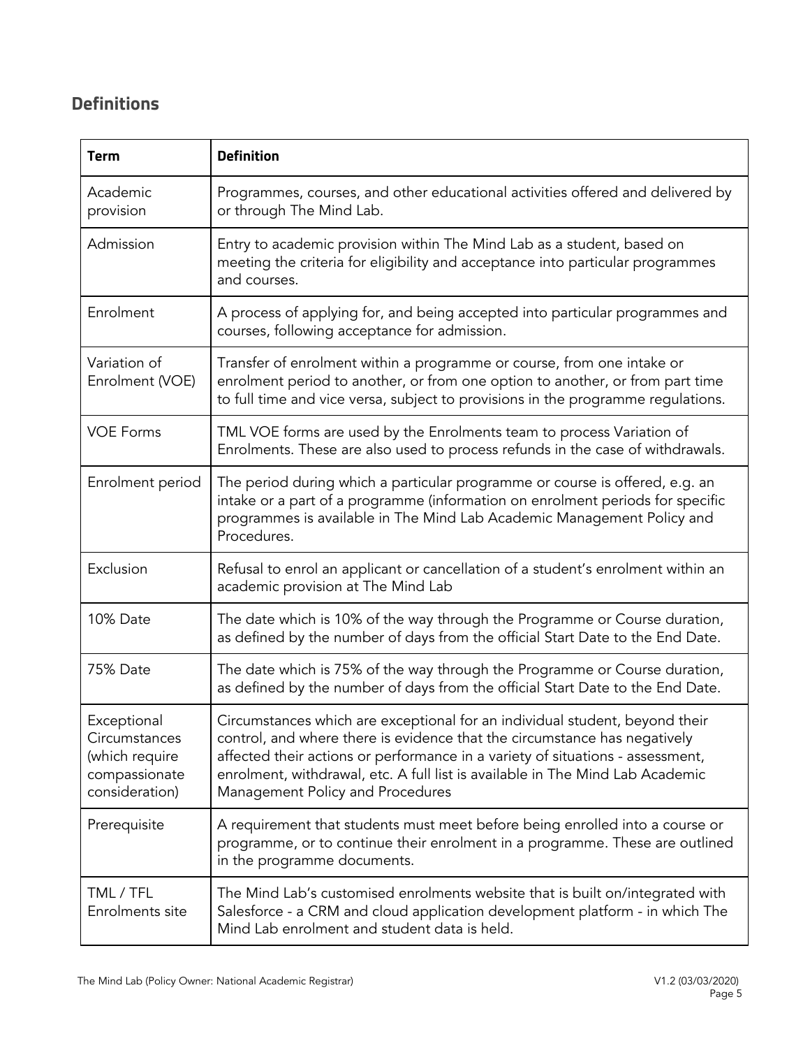## Definitions

| Term | Definition |
|---|---|
| Academic provision | Programmes, courses, and other educational activities offered and delivered by or through The Mind Lab. |
| Admission | Entry to academic provision within The Mind Lab as a student, based on meeting the criteria for eligibility and acceptance into particular programmes and courses. |
| Enrolment | A process of applying for, and being accepted into particular programmes and courses, following acceptance for admission. |
| Variation of Enrolment (VOE) | Transfer of enrolment within a programme or course, from one intake or enrolment period to another, or from one option to another, or from part time to full time and vice versa, subject to provisions in the programme regulations. |
| VOE Forms | TML VOE forms are used by the Enrolments team to process Variation of Enrolments. These are also used to process refunds in the case of withdrawals. |
| Enrolment period | The period during which a particular programme or course is offered, e.g. an intake or a part of a programme (information on enrolment periods for specific programmes is available in The Mind Lab Academic Management Policy and Procedures. |
| Exclusion | Refusal to enrol an applicant or cancellation of a student's enrolment within an academic provision at The Mind Lab |
| 10% Date | The date which is 10% of the way through the Programme or Course duration, as defined by the number of days from the official Start Date to the End Date. |
| 75% Date | The date which is 75% of the way through the Programme or Course duration, as defined by the number of days from the official Start Date to the End Date. |
| Exceptional Circumstances (which require compassionate consideration) | Circumstances which are exceptional for an individual student, beyond their control, and where there is evidence that the circumstance has negatively affected their actions or performance in a variety of situations - assessment, enrolment, withdrawal, etc. A full list is available in The Mind Lab Academic Management Policy and Procedures |
| Prerequisite | A requirement that students must meet before being enrolled into a course or programme, or to continue their enrolment in a programme. These are outlined in the programme documents. |
| TML / TFL Enrolments site | The Mind Lab's customised enrolments website that is built on/integrated with Salesforce - a CRM and cloud application development platform - in which The Mind Lab enrolment and student data is held. |